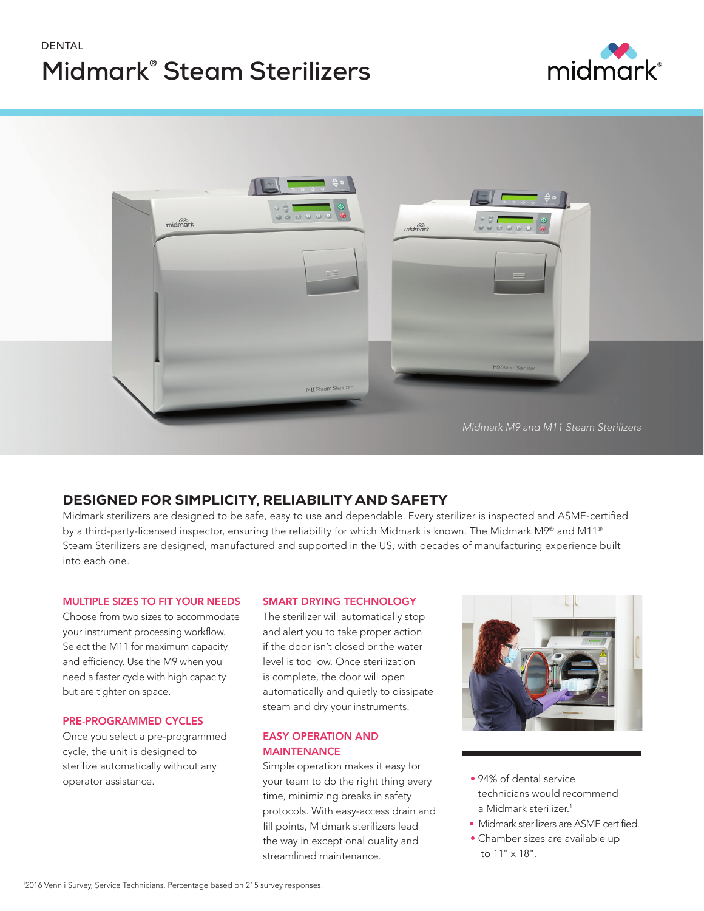DENTAL

# Midmark® Steam Sterilizers

*Midmark M9 and M11 Steam Sterilizers*

## DESIGNED FOR SIMPLICITY, RELIABILITY AND SAFETY

Midmark sterilizers are designed to be safe, easy to use and dependable. Every sterilizer is inspected and ASME-certified by a third-party-licensed inspector, ensuring the reliability for which Midmark is known. The Midmark M9® and M11® Steam Sterilizers are designed, manufactured and supported in the US, with decades of manufacturing experience built into each one.

### MULTIPLE SIZES TO FIT YOUR NEEDS

Choose from two sizes to accommodate your instrument processing workflow. Select the M11 for maximum capacity and efficiency. Use the M9 when you need a faster cycle with high capacity but are tighter on space.

### PRE-PROGRAMMED CYCLES

Once you select a pre-programmed cycle, the unit is designed to sterilize automatically without any operator assistance.

### SMART DRYING TECHNOLOGY

The sterilizer will automatically stop and alert you to take proper action if the door isn't closed or the water level is too low. Once sterilization is complete, the door will open automatically and quietly to dissipate steam and dry your instruments.

### EASY OPERATION AND MAINTENANCE

Simple operation makes it easy for your team to do the right thing every time, minimizing breaks in safety protocols. With easy-access drain and fill points, Midmark sterilizers lead the way in exceptional quality and streamlined maintenance.

- 94% of dental service technicians would recommend a Midmark sterilizer.[1]
- Midmark sterilizers are ASME certified.
- Chamber sizes are available up to 11" x 18".

[1]2016 Vennli Survey, Service Technicians. Percentage based on 215 survey responses.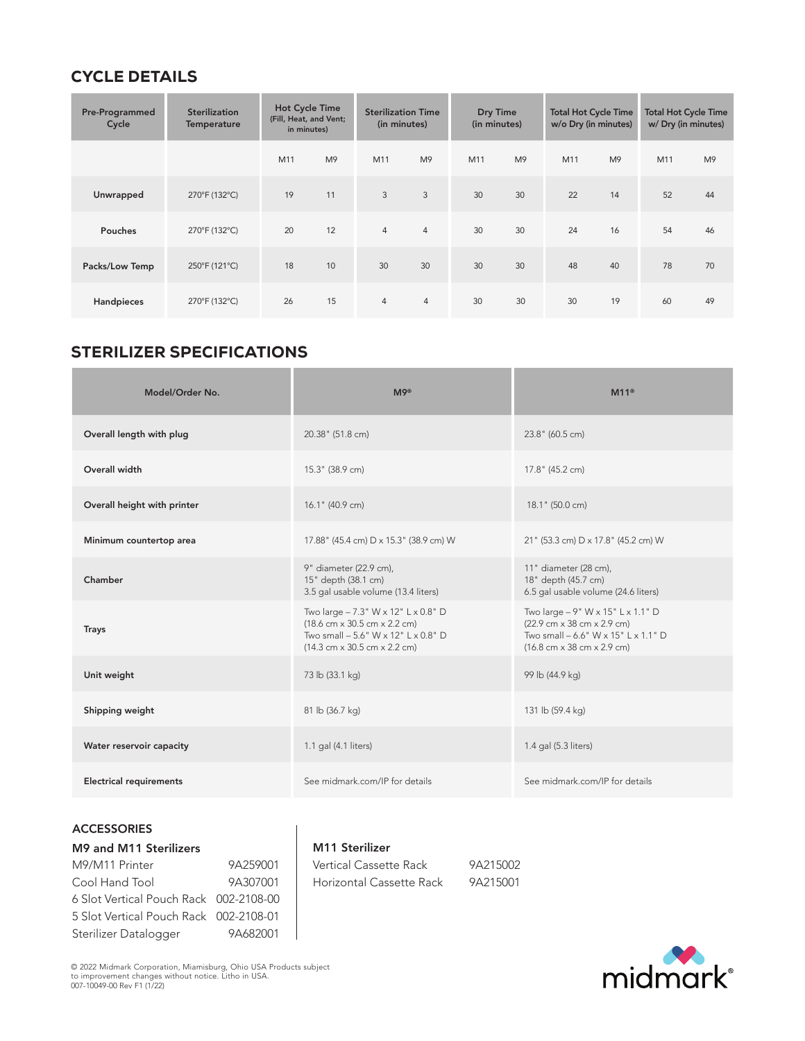## CYCLE DETAILS

| Pre-Programmed Cycle | Sterilization Temperature | Hot Cycle Time (Fill, Heat, and Vent; in minutes) | | Sterilization Time (in minutes) | | Dry Time (in minutes) | | Total Hot Cycle Time w/o Dry (in minutes) | | Total Hot Cycle Time w/ Dry (in minutes) | |
|---|---|---|---|---|---|---|---|---|---|---|---|
| | | M11 | M9 | M11 | M9 | M11 | M9 | M11 | M9 | M11 | M9 |
| Unwrapped | 270°F (132°C) | 19 | 11 | 3 | 3 | 30 | 30 | 22 | 14 | 52 | 44 |
| Pouches | 270°F (132°C) | 20 | 12 | 4 | 4 | 30 | 30 | 24 | 16 | 54 | 46 |
| Packs/Low Temp | 250°F (121°C) | 18 | 10 | 30 | 30 | 30 | 30 | 48 | 40 | 78 | 70 |
| Handpieces | 270°F (132°C) | 26 | 15 | 4 | 4 | 30 | 30 | 30 | 19 | 60 | 49 |

## STERILIZER SPECIFICATIONS

| Model/Order No. | M9® | M11® |
|---|---|---|
| Overall length with plug | 20.38" (51.8 cm) | 23.8" (60.5 cm) |
| Overall width | 15.3" (38.9 cm) | 17.8" (45.2 cm) |
| Overall height with printer | 16.1" (40.9 cm) | 18.1" (50.0 cm) |
| Minimum countertop area | 17.88" (45.4 cm) D x 15.3" (38.9 cm) W | 21" (53.3 cm) D x 17.8" (45.2 cm) W |
| Chamber | 9" diameter (22.9 cm), 15" depth (38.1 cm) 3.5 gal usable volume (13.4 liters) | 11" diameter (28 cm), 18" depth (45.7 cm) 6.5 gal usable volume (24.6 liters) |
| Trays | Two large – 7.3" W x 12" L x 0.8" D (18.6 cm x 30.5 cm x 2.2 cm) Two small – 5.6" W x 12" L x 0.8" D (14.3 cm x 30.5 cm x 2.2 cm) | Two large – 9" W x 15" L x 1.1" D (22.9 cm x 38 cm x 2.9 cm) Two small – 6.6" W x 15" L x 1.1" D (16.8 cm x 38 cm x 2.9 cm) |
| Unit weight | 73 lb (33.1 kg) | 99 lb (44.9 kg) |
| Shipping weight | 81 lb (36.7 kg) | 131 lb (59.4 kg) |
| Water reservoir capacity | 1.1 gal (4.1 liters) | 1.4 gal (5.3 liters) |
| Electrical requirements | See midmark.com/IP for details | See midmark.com/IP for details |

### ACCESSORIES

**M9 and M11 Sterilizers**

| | |
|---|---|
| M9/M11 Printer | 9A259001 |
| Cool Hand Tool | 9A307001 |
| 6 Slot Vertical Pouch Rack | 002-2108-00 |
| 5 Slot Vertical Pouch Rack | 002-2108-01 |
| Sterilizer Datalogger | 9A682001 |

**M11 Sterilizer**

| | |
|---|---|
| Vertical Cassette Rack | 9A215002 |
| Horizontal Cassette Rack | 9A215001 |

© 2022 Midmark Corporation, Miamisburg, Ohio USA Products subject to improvement changes without notice. Litho in USA.
007-10049-00 Rev F1 (1/22)

midmark®